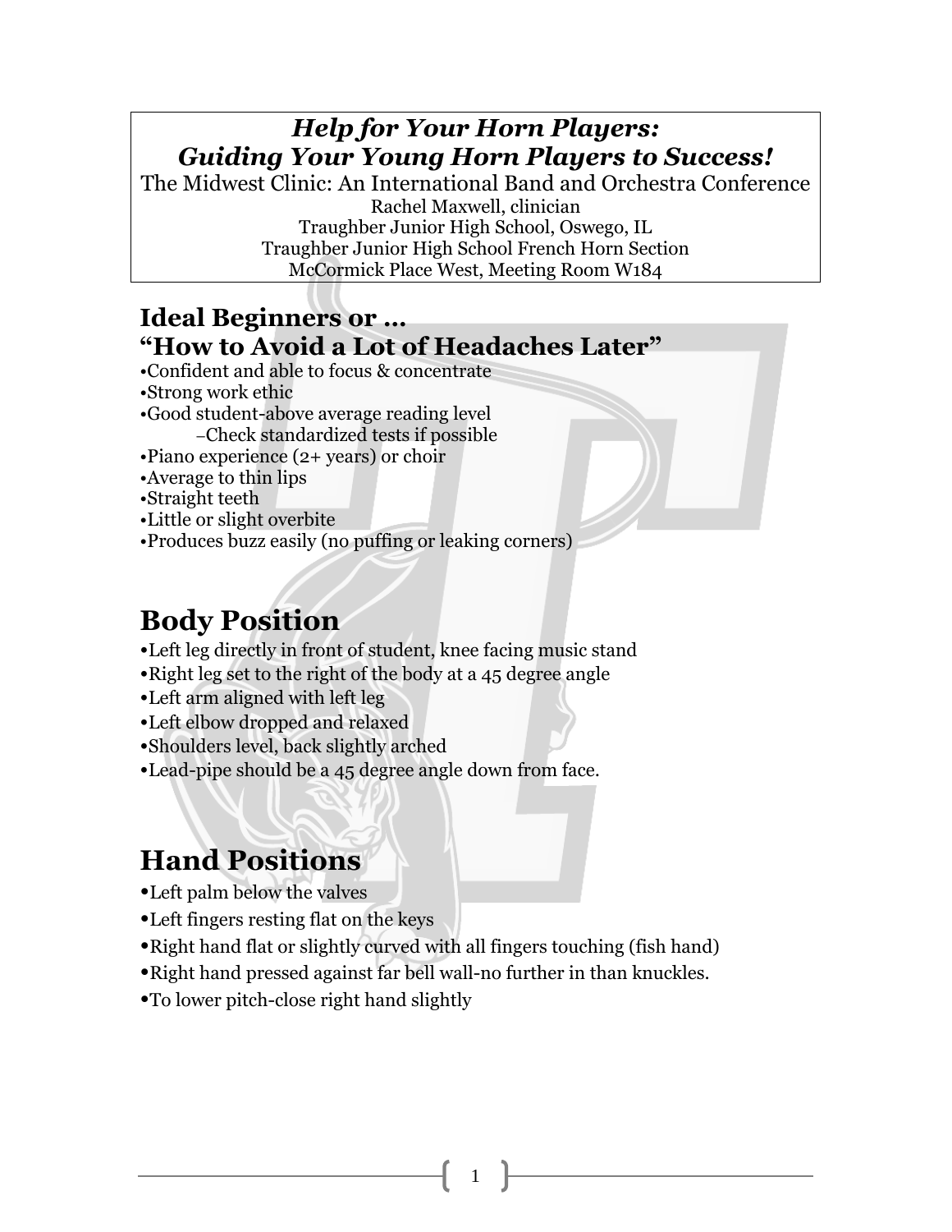# *Help for Your Horn Players:*
# *Guiding Your Young Horn Players to Success!*

The Midwest Clinic: An International Band and Orchestra Conference

Rachel Maxwell, clinician

Traughber Junior High School, Oswego, IL

Traughber Junior High School French Horn Section

McCormick Place West, Meeting Room W184

## Ideal Beginners or …
## "How to Avoid a Lot of Headaches Later"

- Confident and able to focus & concentrate
- Strong work ethic
- Good student-above average reading level
    - Check standardized tests if possible
- Piano experience (2+ years) or choir
- Average to thin lips
- Straight teeth
- Little or slight overbite
- Produces buzz easily (no puffing or leaking corners)

## Body Position

- Left leg directly in front of student, knee facing music stand
- Right leg set to the right of the body at a 45 degree angle
- Left arm aligned with left leg
- Left elbow dropped and relaxed
- Shoulders level, back slightly arched
- Lead-pipe should be a 45 degree angle down from face.

## Hand Positions

- Left palm below the valves
- Left fingers resting flat on the keys
- Right hand flat or slightly curved with all fingers touching (fish hand)
- Right hand pressed against far bell wall-no further in than knuckles.
- To lower pitch-close right hand slightly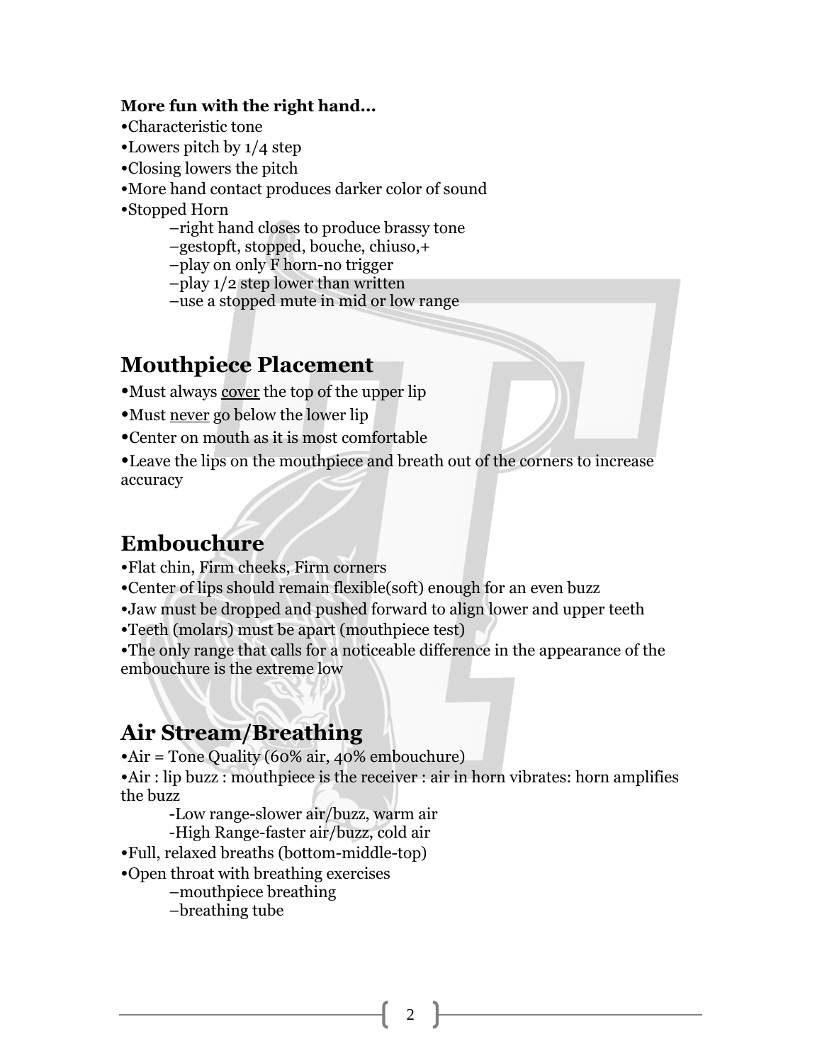**More fun with the right hand…**

- Characteristic tone
- Lowers pitch by 1/4 step
- Closing lowers the pitch
- More hand contact produces darker color of sound
- Stopped Horn
  - –right hand closes to produce brassy tone
  - –gestopft, stopped, bouche, chiuso,+
  - –play on only F horn-no trigger
  - –play 1/2 step lower than written
  - –use a stopped mute in mid or low range

## Mouthpiece Placement

- Must always <u>cover</u> the top of the upper lip
- Must <u>never</u> go below the lower lip
- Center on mouth as it is most comfortable
- Leave the lips on the mouthpiece and breath out of the corners to increase accuracy

## Embouchure

- Flat chin, Firm cheeks, Firm corners
- Center of lips should remain flexible(soft) enough for an even buzz
- Jaw must be dropped and pushed forward to align lower and upper teeth
- Teeth (molars) must be apart (mouthpiece test)
- The only range that calls for a noticeable difference in the appearance of the embouchure is the extreme low

## Air Stream/Breathing

- Air = Tone Quality (60% air, 40% embouchure)
- Air : lip buzz : mouthpiece is the receiver : air in horn vibrates: horn amplifies the buzz
  - -Low range-slower air/buzz, warm air
  - -High Range-faster air/buzz, cold air
- Full, relaxed breaths (bottom-middle-top)
- Open throat with breathing exercises
  - –mouthpiece breathing
  - –breathing tube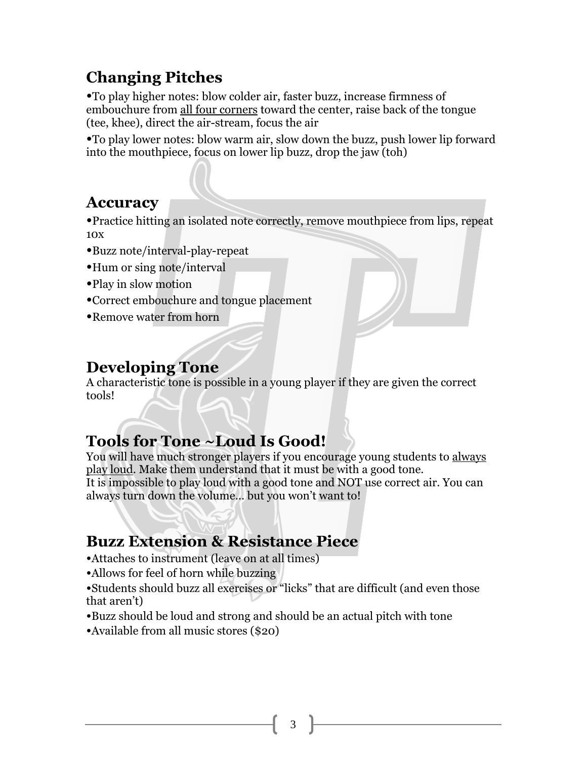## Changing Pitches

- To play higher notes: blow colder air, faster buzz, increase firmness of embouchure from <u>all four corners</u> toward the center, raise back of the tongue (tee, khee), direct the air-stream, focus the air
- To play lower notes: blow warm air, slow down the buzz, push lower lip forward into the mouthpiece, focus on lower lip buzz, drop the jaw (toh)

## Accuracy

- Practice hitting an isolated note correctly, remove mouthpiece from lips, repeat 10x
- Buzz note/interval-play-repeat
- Hum or sing note/interval
- Play in slow motion
- Correct embouchure and tongue placement
- Remove water from horn

## Developing Tone

A characteristic tone is possible in a young player if they are given the correct tools!

## Tools for Tone ~Loud Is Good!

You will have much stronger players if you encourage young students to <u>always play loud</u>. Make them understand that it must be with a good tone.
It is impossible to play loud with a good tone and NOT use correct air. You can always turn down the volume… but you won't want to!

## Buzz Extension & Resistance Piece

- Attaches to instrument (leave on at all times)
- Allows for feel of horn while buzzing
- Students should buzz all exercises or "licks" that are difficult (and even those that aren't)
- Buzz should be loud and strong and should be an actual pitch with tone
- Available from all music stores ($20)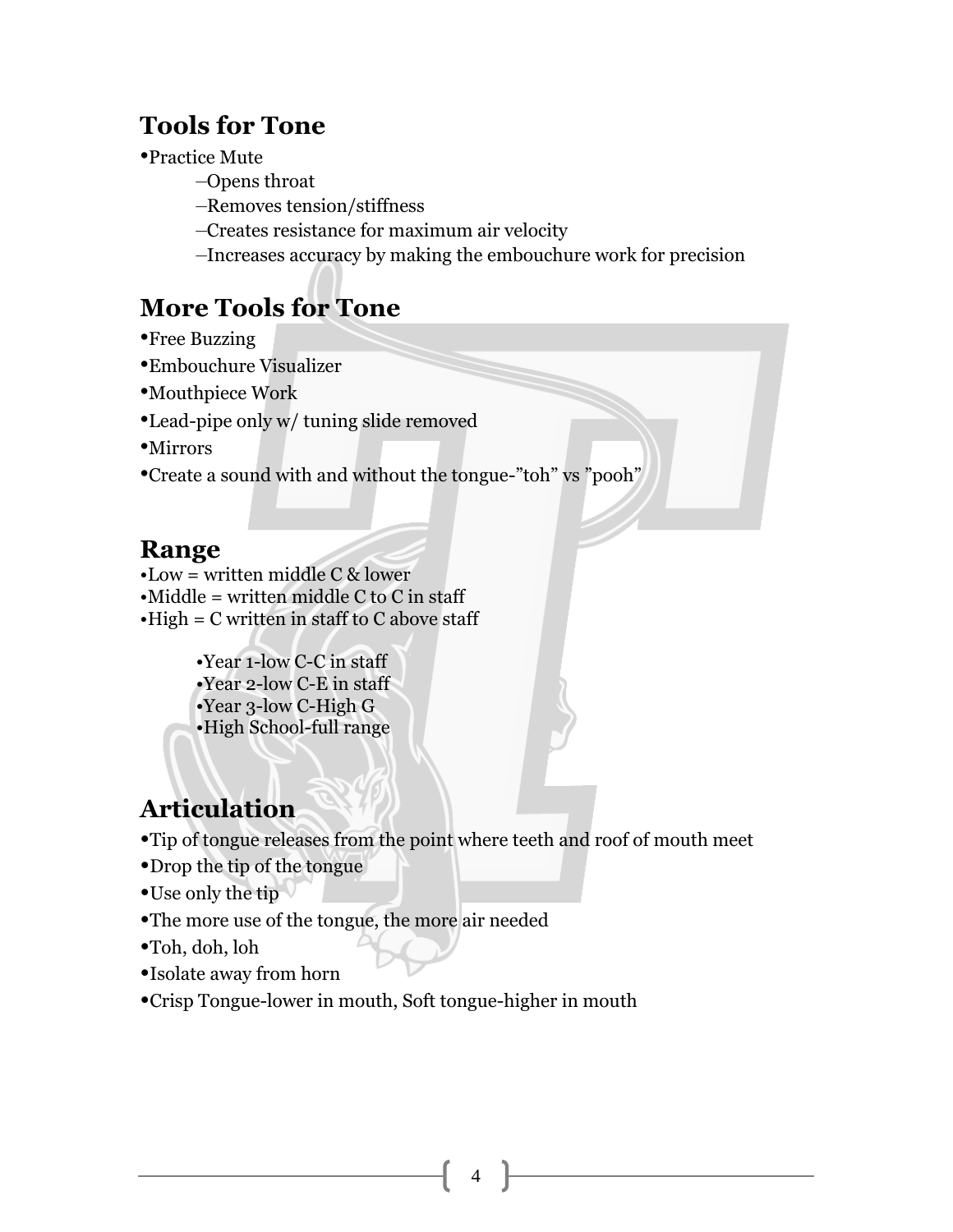## Tools for Tone

- Practice Mume
  - Opens throat
  - Removes tension/stiffness
  - Creates resistance for maximum air velocity
  - Increases accuracy by making the embouchure work for precision

## More Tools for Tone

- Free Buzzing
- Embouchure Visualizer
- Mouthpiece Work
- Lead-pipe only w/ tuning slide removed
- Mirrors
- Create a sound with and without the tongue-"toh" vs "pooh"

## Range

- Low = written middle C & lower
- Middle = written middle C to C in staff
- High = C written in staff to C above staff

  - Year 1-low C-C in staff
  - Year 2-low C-E in staff
  - Year 3-low C-High G
  - High School-full range

## Articulation

- Tip of tongue releases from the point where teeth and roof of mouth meet
- Drop the tip of the tongue
- Use only the tip
- The more use of the tongue, the more air needed
- Toh, doh, loh
- Isolate away from horn
- Crisp Tongue-lower in mouth, Soft tongue-higher in mouth

## Tools for Tone

- Practice Mute
  - Opens throat
  - Removes tension/stiffness
  - Creates resistance for maximum air velocity
  - Increases accuracy by making the embouchure work for precision

## More Tools for Tone

- Free Buzzing
- Embouchure Visualizer
- Mouthpiece Work
- Lead-pipe only w/ tuning slide removed
- Mirrors
- Create a sound with and without the tongue-"toh" vs "pooh"

## Range

- Low = written middle C & lower
- Middle = written middle C to C in staff
- High = C written in staff to C above staff

  - Year 1-low C-C in staff
  - Year 2-low C-E in staff
  - Year 3-low C-High G
  - High School-full range

## Articulation

- Tip of tongue releases from the point where teeth and roof of mouth meet
- Drop the tip of the tongue
- Use only the tip
- The more use of the tongue, the more air needed
- Toh, doh, loh
- Isolate away from horn
- Crisp Tongue-lower in mouth, Soft tongue-higher in mouth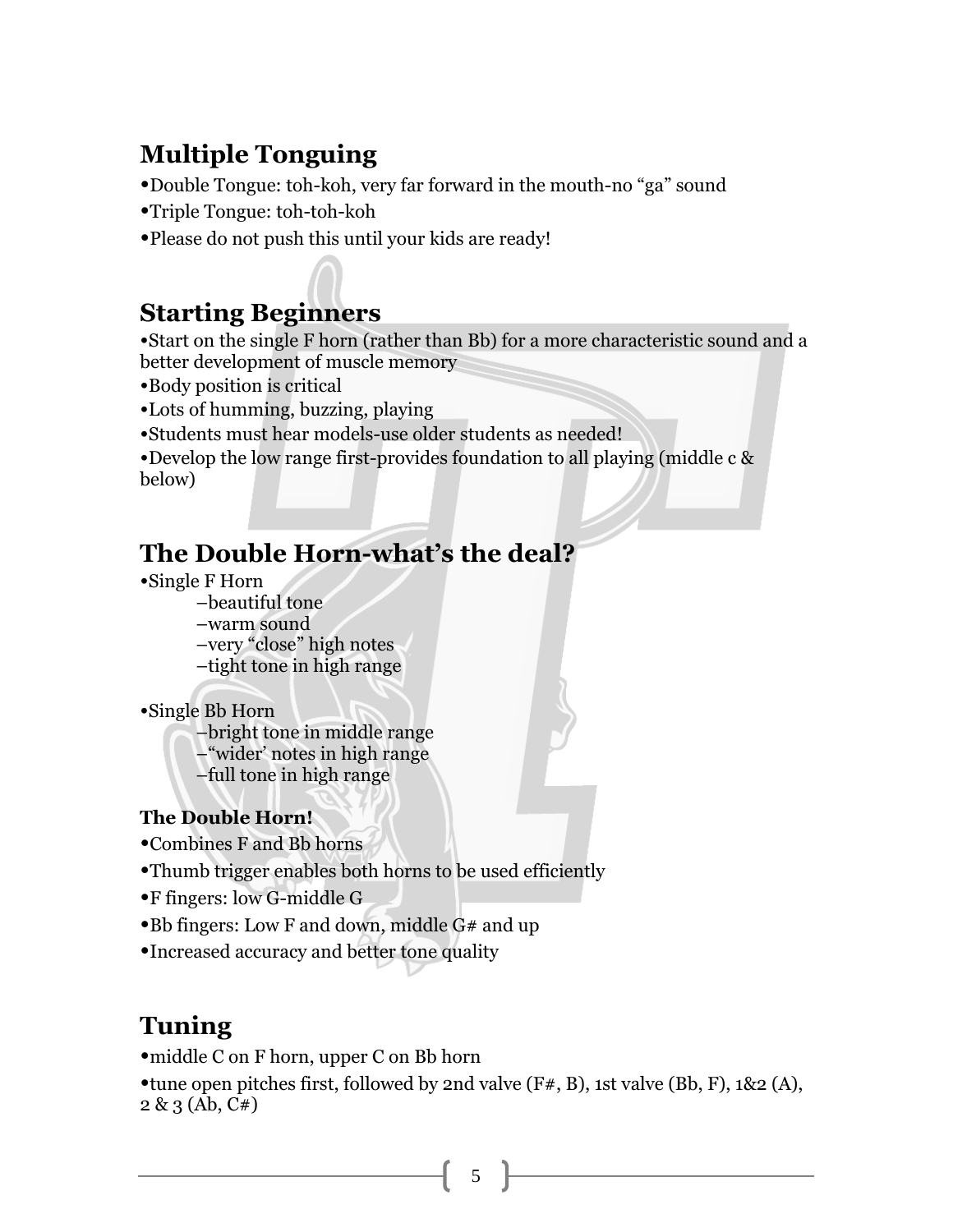## Multiple Tonguing

- Double Tongue: toh-koh, very far forward in the mouth-no "ga" sound
- Triple Tongue: toh-toh-koh
- Please do not push this until your kids are ready!

## Starting Beginners

- Start on the single F horn (rather than Bb) for a more characteristic sound and a better development of muscle memory
- Body position is critical
- Lots of humming, buzzing, playing
- Students must hear models-use older students as needed!
- Develop the low range first-provides foundation to all playing (middle c & below)

## The Double Horn-what's the deal?

- Single F Horn
  - beautiful tone
  - warm sound
  - very "close" high notes
  - tight tone in high range

- Single Bb Horn
  - bright tone in middle range
  - "wider' notes in high range
  - full tone in high range

**The Double Horn!**

- Combines F and Bb horns
- Thumb trigger enables both horns to be used efficiently
- F fingers: low G-middle G
- Bb fingers: Low F and down, middle G# and up
- Increased accuracy and better tone quality

## Tuning

- middle C on F horn, upper C on Bb horn
- tune open pitches first, followed by 2nd valve (F#, B), 1st valve (Bb, F), 1&2 (A), 2 & 3 (Ab, C#)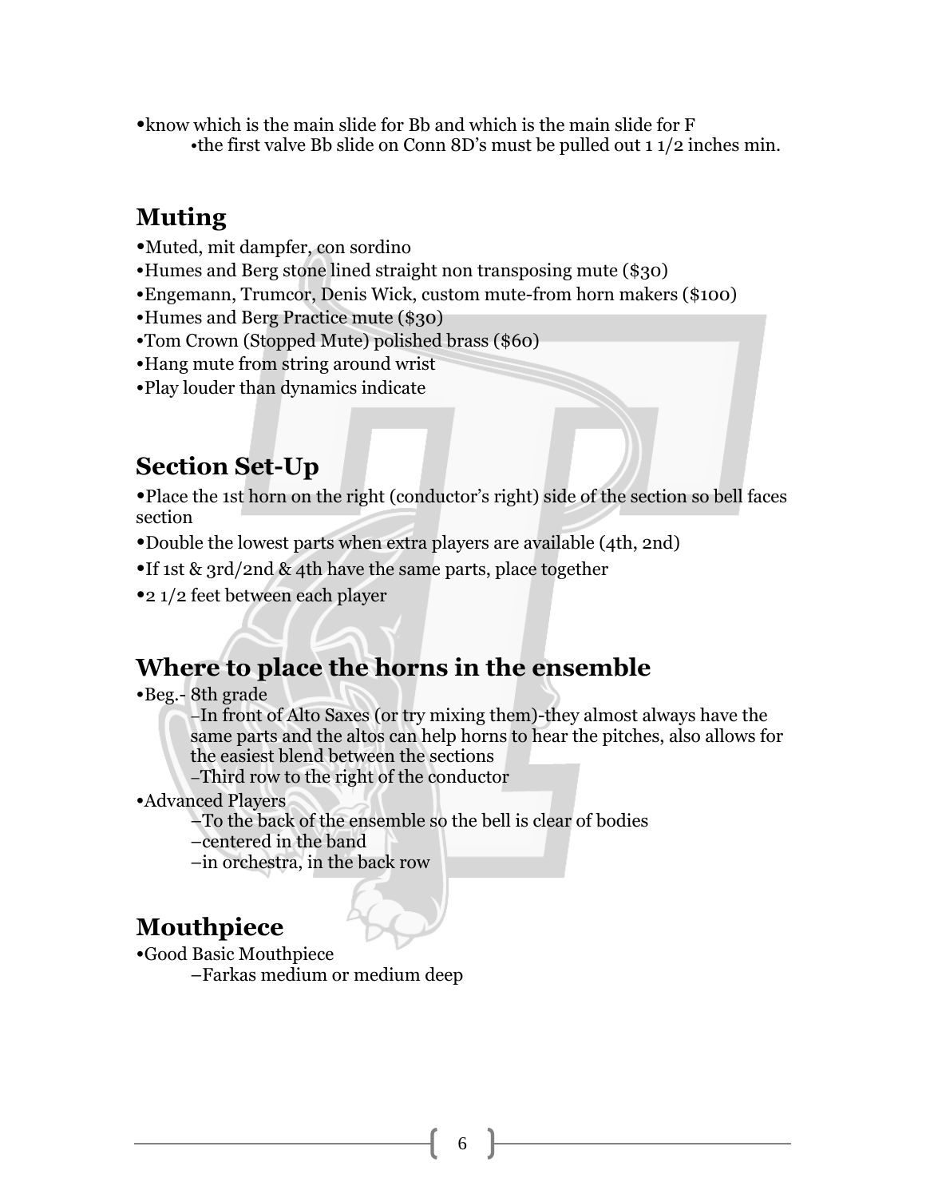- know which is the main slide for Bb and which is the main slide for F
    - the first valve Bb slide on Conn 8D's must be pulled out 1 1/2 inches min.

## Muting

- Muted, mit dampfer, con sordino
- Humes and Berg stone lined straight non transposing mute ($30)
- Engemann, Trumcor, Denis Wick, custom mute-from horn makers ($100)
- Humes and Berg Practice mute ($30)
- Tom Crown (Stopped Mute) polished brass ($60)
- Hang mute from string around wrist
- Play louder than dynamics indicate

## Section Set-Up

- Place the 1st horn on the right (conductor's right) side of the section so bell faces section
- Double the lowest parts when extra players are available (4th, 2nd)
- If 1st & 3rd/2nd & 4th have the same parts, place together
- 2 1/2 feet between each player

## Where to place the horns in the ensemble

- Beg.- 8th grade
    - In front of Alto Saxes (or try mixing them)-they almost always have the same parts and the altos can help horns to hear the pitches, also allows for the easiest blend between the sections
    - Third row to the right of the conductor
- Advanced Players
    - To the back of the ensemble so the bell is clear of bodies
    - centered in the band
    - in orchestra, in the back row

## Mouthpiece

- Good Basic Mouthpiece
    - Farkas medium or medium deep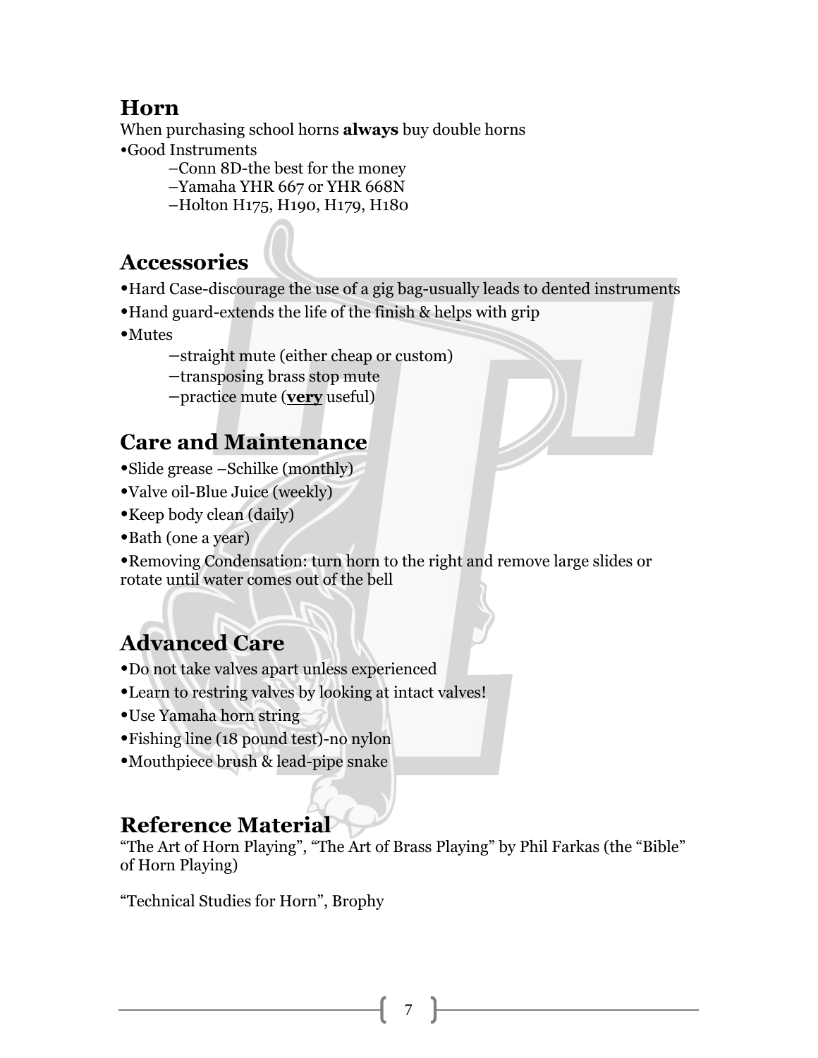## Horn

When purchasing school horns **always** buy double horns

- Good Instruments
  - Conn 8D-the best for the money
  - Yamaha YHR 667 or YHR 668N
  - Holton H175, H190, H179, H180

## Accessories

- Hard Case-discourage the use of a gig bag-usually leads to dented instruments
- Hand guard-extends the life of the finish & helps with grip
- Mutes
  - straight mute (either cheap or custom)
  - transposing brass stop mute
  - practice mute (<u>**very**</u> useful)

## Care and Maintenance

- Slide grease –Schilke (monthly)
- Valve oil-Blue Juice (weekly)
- Keep body clean (daily)
- Bath (one a year)
- Removing Condensation: turn horn to the right and remove large slides or rotate until water comes out of the bell

## Advanced Care

- Do not take valves apart unless experienced
- Learn to restring valves by looking at intact valves!
- Use Yamaha horn string
- Fishing line (18 pound test)-no nylon
- Mouthpiece brush & lead-pipe snake

## Reference Material

"The Art of Horn Playing", "The Art of Brass Playing" by Phil Farkas (the "Bible" of Horn Playing)

"Technical Studies for Horn", Brophy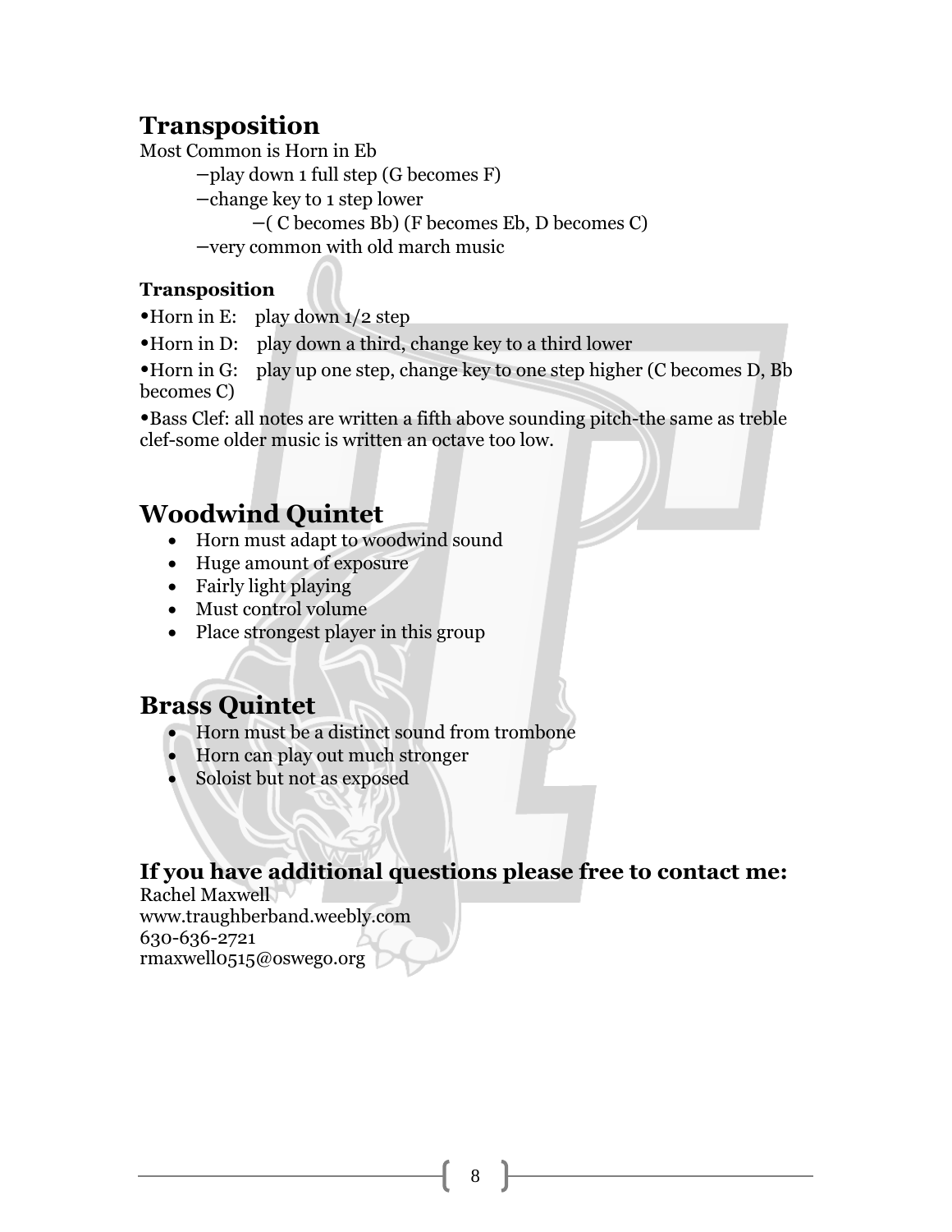## Transposition

Most Common is Horn in Eb

- –play down 1 full step (G becomes F)
- –change key to 1 step lower
  - –( C becomes Bb) (F becomes Eb, D becomes C)
- –very common with old march music

### Transposition

•Horn in E: play down 1/2 step

•Horn in D: play down a third, change key to a third lower

•Horn in G: play up one step, change key to one step higher (C becomes D, Bb becomes C)

•Bass Clef: all notes are written a fifth above sounding pitch-the same as treble clef-some older music is written an octave too low.

## Woodwind Quintet

- Horn must adapt to woodwind sound
- Huge amount of exposure
- Fairly light playing
- Must control volume
- Place strongest player in this group

## Brass Quintet

- Horn must be a distinct sound from trombone
- Horn can play out much stronger
- Soloist but not as exposed

### If you have additional questions please free to contact me:

Rachel Maxwell
www.traughberband.weebly.com
630-636-2721
rmaxwell0515@oswego.org